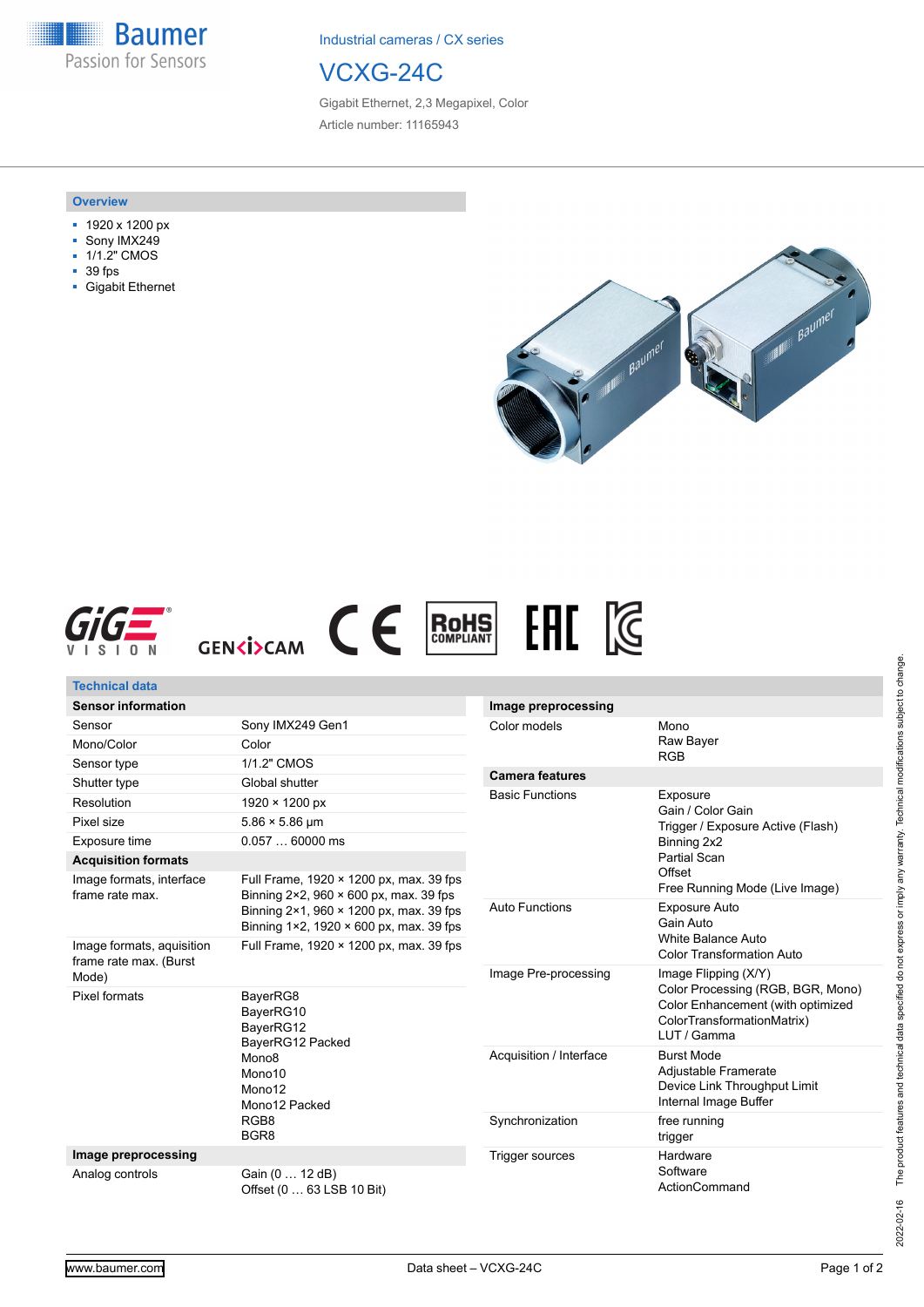Industrial cameras / CX series

# VCXG-24C

Gigabit Ethernet, 2,3 Megapixel, Color

Article number: 11165943

## Overview

- 1920 x 1200 px
- Sony IMX249
- 1/1.2" CMOS
- 39 fps
- Gigabit Ethernet

## Technical data

| Sensor information | |
|---|---|
| Sensor | Sony IMX249 Gen1 |
| Mono/Color | Color |
| Sensor type | 1/1.2" CMOS |
| Shutter type | Global shutter |
| Resolution | 1920 × 1200 px |
| Pixel size | 5.86 × 5.86 µm |
| Exposure time | 0.057 … 60000 ms |
| **Acquisition formats** | |
| Image formats, interface frame rate max. | Full Frame, 1920 × 1200 px, max. 39 fps<br>Binning 2×2, 960 × 600 px, max. 39 fps<br>Binning 2×1, 960 × 1200 px, max. 39 fps<br>Binning 1×2, 1920 × 600 px, max. 39 fps |
| Image formats, auisition frame rate max. (Burst Mode) | Full Frame, 1920 × 1200 px, max. 39 fps |
| Pixel formats | BayerRG8<br>BayerRG10<br>BayerRG12<br>BayerRG12 Packed<br>Mono8<br>Mono10<br>Mono12<br>Mono12 Packed<br>RGB8<br>BGR8 |
| **Image preprocessing** | |
| Analog controls | Gain (0 … 12 dB)<br>Offset (0 … 63 LSB 10 Bit) |

| Image preprocessing | |
|---|---|
| Color models | Mono<br>Raw Bayer<br>RGB |
| **Camera features** | |
| Basic Functions | Exposure<br>Gain / Color Gain<br>Trigger / Exposure Active (Flash)<br>Binning 2x2<br>Partial Scan<br>Offset<br>Free Running Mode (Live Image) |
| Auto Functions | Exposure Auto<br>Gain Auto<br>White Balance Auto<br>Color Transformation Auto |
| Image Pre-processing | Image Flipping (X/Y)<br>Color Processing (RGB, BGR, Mono)<br>Color Enhancement (with optimized ColorTransformationMatrix)<br>LUT / Gamma |
| Acquisition / Interface | Burst Mode<br>Adjustable Framerate<br>Device Link Throughput Limit<br>Internal Image Buffer |
| Synchronization | free running<br>trigger |
| Trigger sources | Hardware<br>Software<br>ActionCommand |

2022-02-16 The product features and technical data specified do not express or imply any warranty. Technical modifications subject to change.

www.baumer.com

Data sheet – VCXG-24C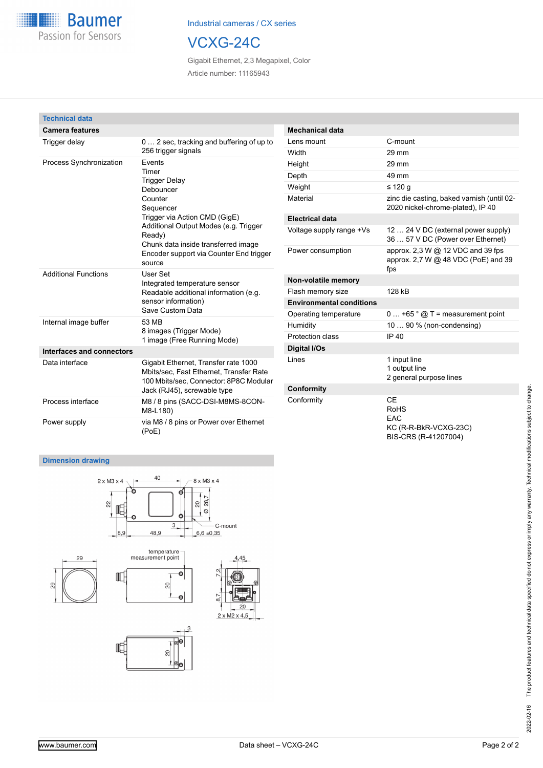Baumer
Passion for Sensors

Industrial cameras / CX series

# VCXG-24C

Gigabit Ethernet, 2,3 Megapixel, Color

Article number: 11165943

## Technical data

| Camera features | |
|---|---|
| Trigger delay | 0 … 2 sec, tracking and buffering of up to 256 trigger signals |
| Process Synchronization | Events<br>Timer<br>Trigger Delay<br>Debouncer<br>Counter<br>Sequencer<br>Trigger via Action CMD (GigE)<br>Additional Output Modes (e.g. Trigger Ready)<br>Chunk data inside transferred image<br>Encoder support via Counter End trigger source |
| Additional Functions | User Set<br>Integrated temperature sensor<br>Readable additional information (e.g. sensor information)<br>Save Custom Data |
| Internal image buffer | 53 MB<br>8 images (Trigger Mode)<br>1 image (Free Running Mode) |
| **Interfaces and connectors** | |
| Data interface | Gigabit Ethernet, Transfer rate 1000 Mbits/sec, Fast Ethernet, Transfer Rate 100 Mbits/sec, Connector: 8P8C Modular Jack (RJ45), screwable type |
| Process interface | M8 / 8 pins (SACC-DSI-M8MS-8CON-M8-L180) |
| Power supply | via M8 / 8 pins or Power over Ethernet (PoE) |

| Mechanical data | |
|---|---|
| Lens mount | C-mount |
| Width | 29 mm |
| Height | 29 mm |
| Depth | 49 mm |
| Weight | ≤ 120 g |
| Material | zinc die casting, baked varnish (until 02-2020 nickel-chrome-plated), IP 40 |
| **Electrical data** | |
| Voltage supply range +Vs | 12 … 24 V DC (external power supply)<br>36 … 57 V DC (Power over Ethernet) |
| Power consumption | approx. 2,3 W @ 12 VDC and 39 fps<br>approx. 2,7 W @ 48 VDC (PoE) and 39 fps |
| **Non-volatile memory** | |
| Flash memory size | 128 kB |
| **Environmental conditions** | |
| Operating temperature | 0 … +65 ° @ T = measurement point |
| Humidity | 10 … 90 % (non-condensing) |
| Protection class | IP 40 |
| **Digital I/Os** | |
| Lines | 1 input line<br>1 output line<br>2 general purpose lines |
| **Conformity** | |
| Conformity | CE<br>RoHS<br>EAC<br>KC (R-R-BkR-VCXG-23C)<br>BIS-CRS (R-41207004) |

## Dimension drawing

2 x M3 x 4
40
8 x M3 x 4
22
20
Ø 28,7
3
C-mount
8,9
48,9
6,6 ±0,35
temperature measurement point
29
29
20
4,45
7,2
8,7
20
2 x M2 x 4,5
3
20

The product features and technical data specified do not express or imply any warranty. Technical modifications subject to change.

2022-02-16

www.baumer.com

Data sheet – VCXG-24C